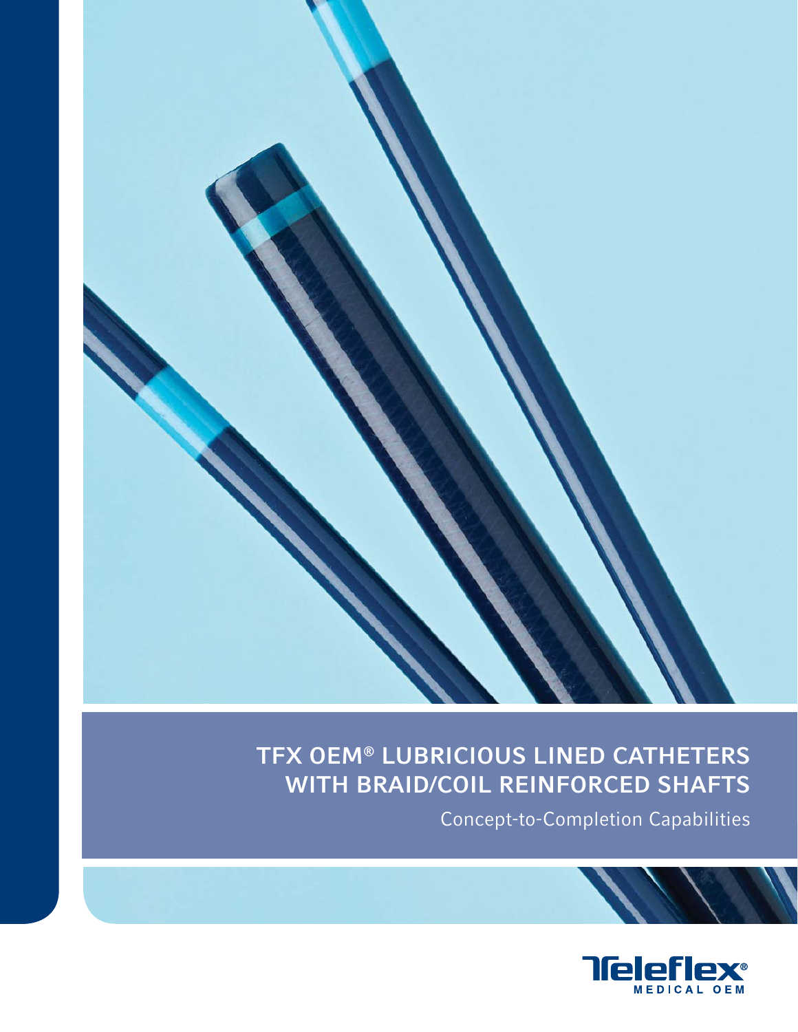# TFX OEM® LUBRICIOUS LINED CATHETERS WITH BRAID/COIL REINFORCED SHAFTS

Concept-to-Completion Capabilities

Teleflex® MEDICAL OEM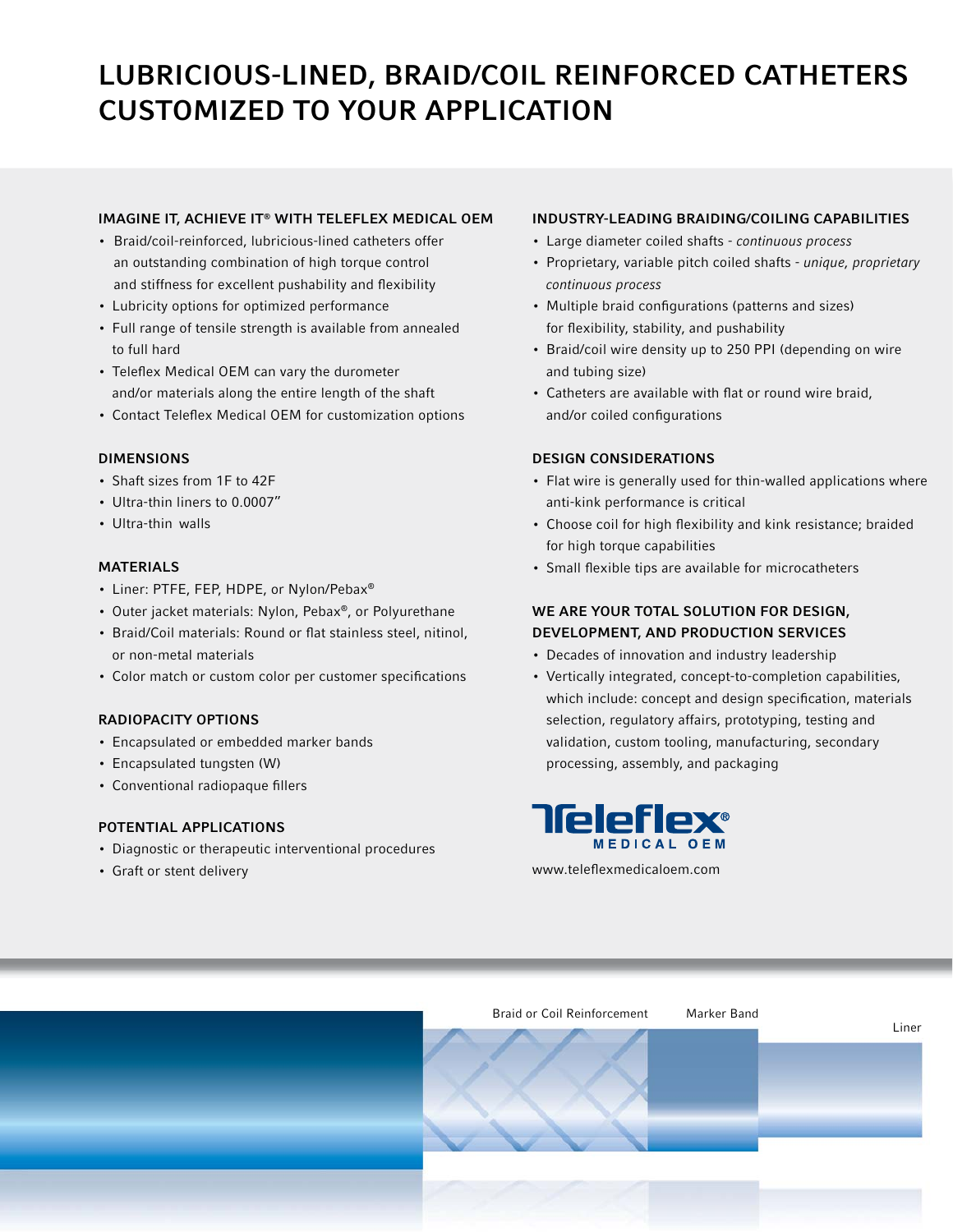# LUBRICIOUS-LINED, BRAID/COIL REINFORCED CATHETERS CUSTOMIZED TO YOUR APPLICATION

### IMAGINE IT, ACHIEVE IT® WITH TELEFLEX MEDICAL OEM

- Braid/coil-reinforced, lubricious-lined catheters offer an outstanding combination of high torque control and stiffness for excellent pushability and flexibility
- Lubricity options for optimized performance
- Full range of tensile strength is available from annealed to full hard
- Teleflex Medical OEM can vary the durometer and/or materials along the entire length of the shaft
- Contact Teleflex Medical OEM for customization options

### DIMENSIONS

- Shaft sizes from 1F to 42F
- Ultra-thin liners to 0.0007"
- Ultra-thin walls

### MATERIALS

- Liner: PTFE, FEP, HDPE, or Nylon/Pebax®
- Outer jacket materials: Nylon, Pebax®, or Polyurethane
- Braid/Coil materials: Round or flat stainless steel, nitinol, or non-metal materials
- Color match or custom color per customer specifications

### RADIOPACITY OPTIONS

- Encapsulated or embedded marker bands
- Encapsulated tungsten (W)
- Conventional radiopaque fillers

### POTENTIAL APPLICATIONS

- Diagnostic or therapeutic interventional procedures
- Graft or stent delivery

### INDUSTRY-LEADING BRAIDING/COILING CAPABILITIES

- Large diameter coiled shafts - *continuous process*
- Proprietary, variable pitch coiled shafts - *unique, proprietary continuous process*
- Multiple braid configurations (patterns and sizes) for flexibility, stability, and pushability
- Braid/coil wire density up to 250 PPI (depending on wire and tubing size)
- Catheters are available with flat or round wire braid, and/or coiled configurations

### DESIGN CONSIDERATIONS

- Flat wire is generally used for thin-walled applications where anti-kink performance is critical
- Choose coil for high flexibility and kink resistance; braided for high torque capabilities
- Small flexible tips are available for microcatheters

### WE ARE YOUR TOTAL SOLUTION FOR DESIGN, DEVELOPMENT, AND PRODUCTION SERVICES

- Decades of innovation and industry leadership
- Vertically integrated, concept-to-completion capabilities, which include: concept and design specification, materials selection, regulatory affairs, prototyping, testing and validation, custom tooling, manufacturing, secondary processing, assembly, and packaging

Teleflex® MEDICAL OEM

www.teleflexmedicaloem.com

Braid or Coil Reinforcement

Marker Band

Liner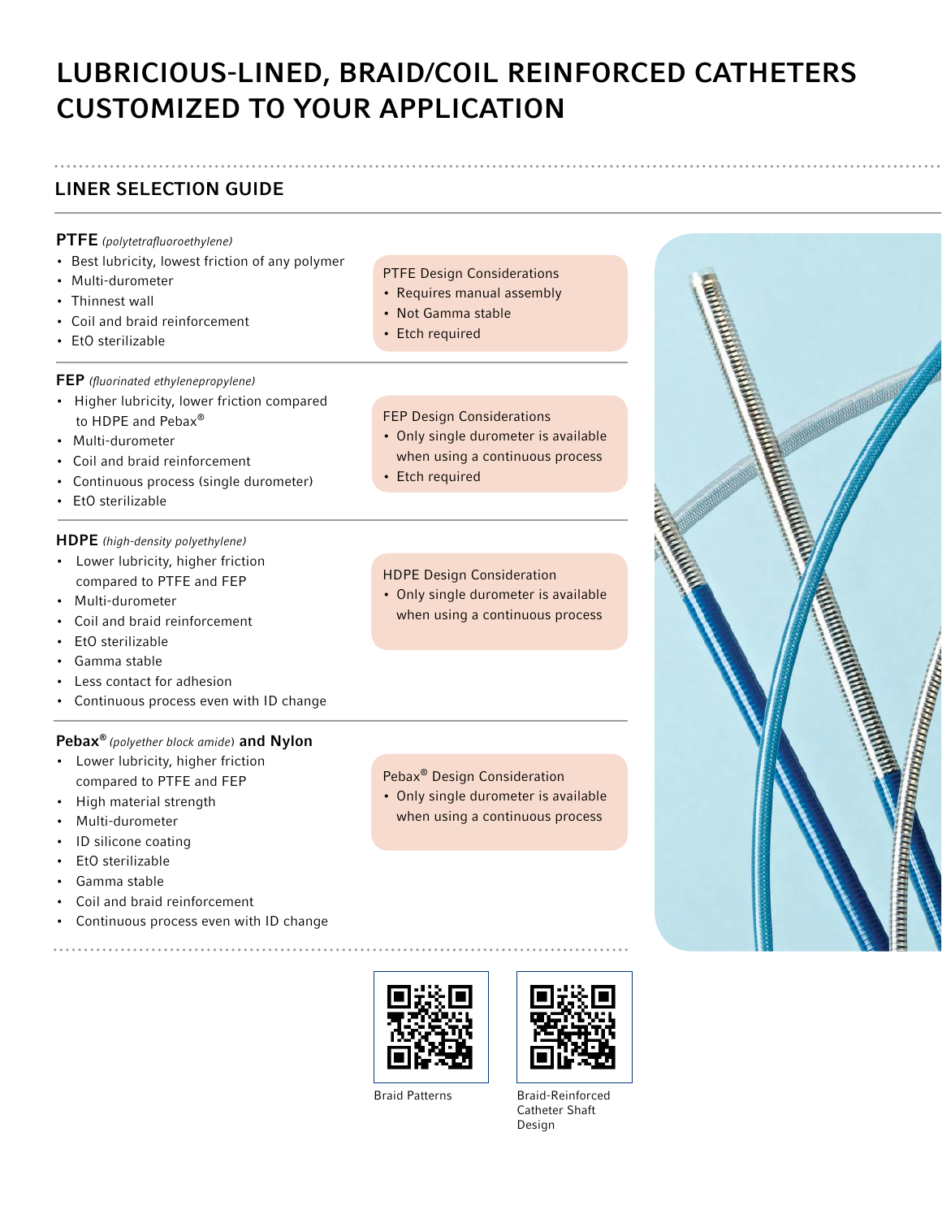# LUBRICIOUS-LINED, BRAID/COIL REINFORCED CATHETERS CUSTOMIZED TO YOUR APPLICATION

## LINER SELECTION GUIDE

### PTFE *(polytetrafluoroethylene)*

- Best lubricity, lowest friction of any polymer
- Multi-durometer
- Thinnest wall
- Coil and braid reinforcement
- EtO sterilizable

**PTFE Design Considerations**

- Requires manual assembly
- Not Gamma stable
- Etch required

### FEP *(fluorinated ethylenepropylene)*

- Higher lubricity, lower friction compared to HDPE and Pebax®
- Multi-durometer
- Coil and braid reinforcement
- Continuous process (single durometer)
- EtO sterilizable

**FEP Design Considerations**

- Only single durometer is available when using a continuous process
- Etch required

### HDPE *(high-density polyethylene)*

- Lower lubricity, higher friction compared to PTFE and FEP
- Multi-durometer
- Coil and braid reinforcement
- EtO sterilizable
- Gamma stable
- Less contact for adhesion
- Continuous process even with ID change

**HDPE Design Consideration**

- Only single durometer is available when using a continuous process

### Pebax® *(polyether block amide)* and Nylon

- Lower lubricity, higher friction compared to PTFE and FEP
- High material strength
- Multi-durometer
- ID silicone coating
- EtO sterilizable
- Gamma stable
- Coil and braid reinforcement
- Continuous process even with ID change

**Pebax® Design Consideration**

- Only single durometer is available when using a continuous process

Braid Patterns

Braid-Reinforced Catheter Shaft Design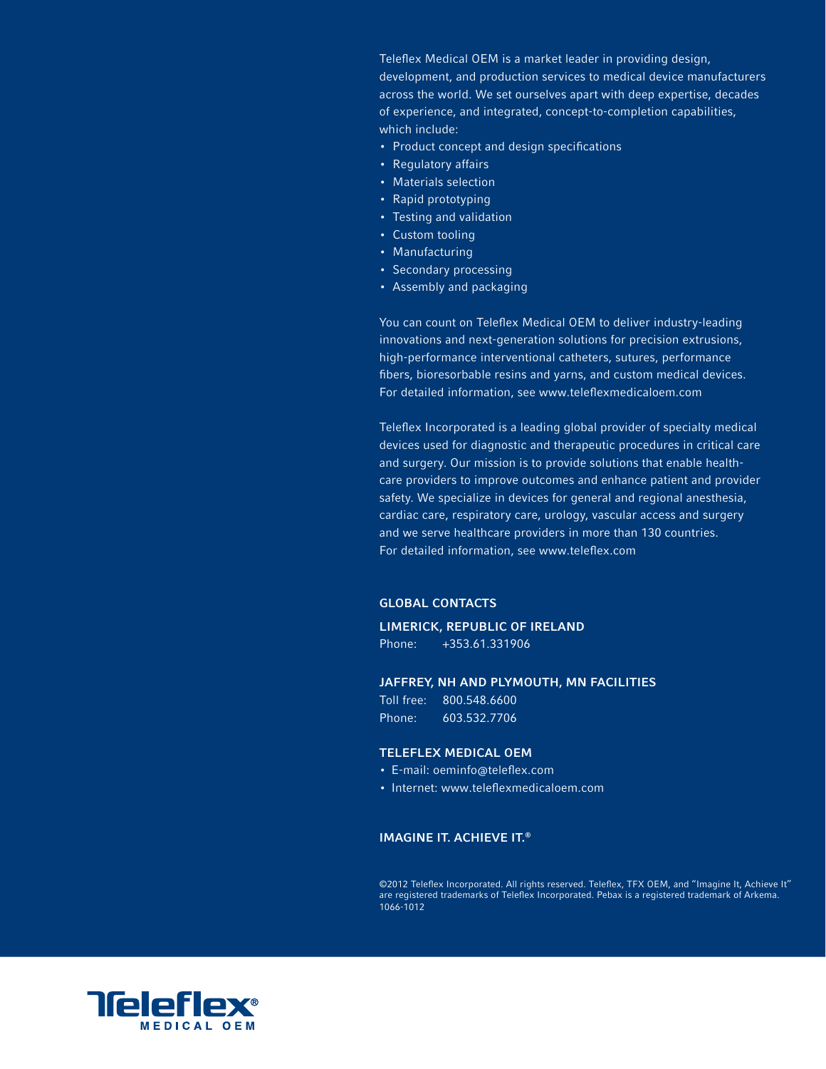Teleflex Medical OEM is a market leader in providing design, development, and production services to medical device manufacturers across the world. We set ourselves apart with deep expertise, decades of experience, and integrated, concept-to-completion capabilities, which include:

- Product concept and design specifications
- Regulatory affairs
- Materials selection
- Rapid prototyping
- Testing and validation
- Custom tooling
- Manufacturing
- Secondary processing
- Assembly and packaging

You can count on Teleflex Medical OEM to deliver industry-leading innovations and next-generation solutions for precision extrusions, high-performance interventional catheters, sutures, performance fibers, bioresorbable resins and yarns, and custom medical devices. For detailed information, see www.teleflexmedicaloem.com

Teleflex Incorporated is a leading global provider of specialty medical devices used for diagnostic and therapeutic procedures in critical care and surgery. Our mission is to provide solutions that enable health-care providers to improve outcomes and enhance patient and provider safety. We specialize in devices for general and regional anesthesia, cardiac care, respiratory care, urology, vascular access and surgery and we serve healthcare providers in more than 130 countries. For detailed information, see www.teleflex.com

## GLOBAL CONTACTS

### LIMERICK, REPUBLIC OF IRELAND

Phone: +353.61.331906

### JAFFREY, NH AND PLYMOUTH, MN FACILITIES

Toll free: 800.548.6600
Phone: 603.532.7706

### TELEFLEX MEDICAL OEM

- E-mail: oeminfo@teleflex.com
- Internet: www.teleflexmedicaloem.com

### IMAGINE IT. ACHIEVE IT.®

©2012 Teleflex Incorporated. All rights reserved. Teleflex, TFX OEM, and "Imagine It, Achieve It" are registered trademarks of Teleflex Incorporated. Pebax is a registered trademark of Arkema.
1066-1012

Teleflex® MEDICAL OEM